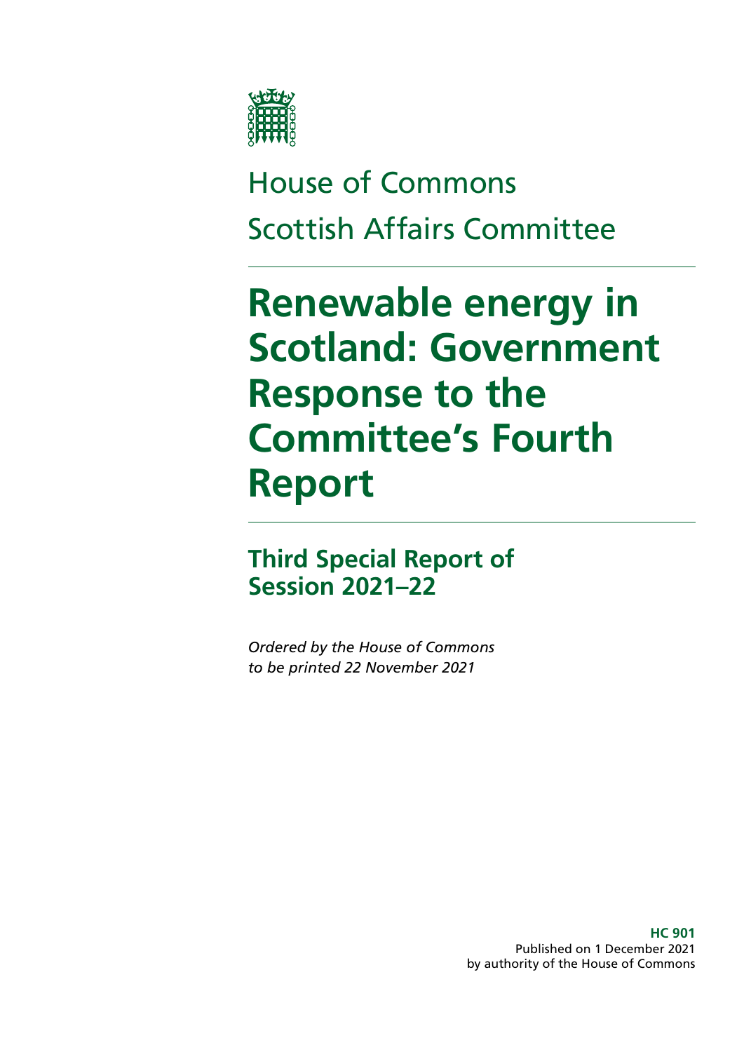House of Commons

Scottish Affairs Committee

# Renewable energy in Scotland: Government Response to the Committee's Fourth Report

## Third Special Report of Session 2021–22

*Ordered by the House of Commons to be printed 22 November 2021*

**HC 901**
Published on 1 December 2021
by authority of the House of Commons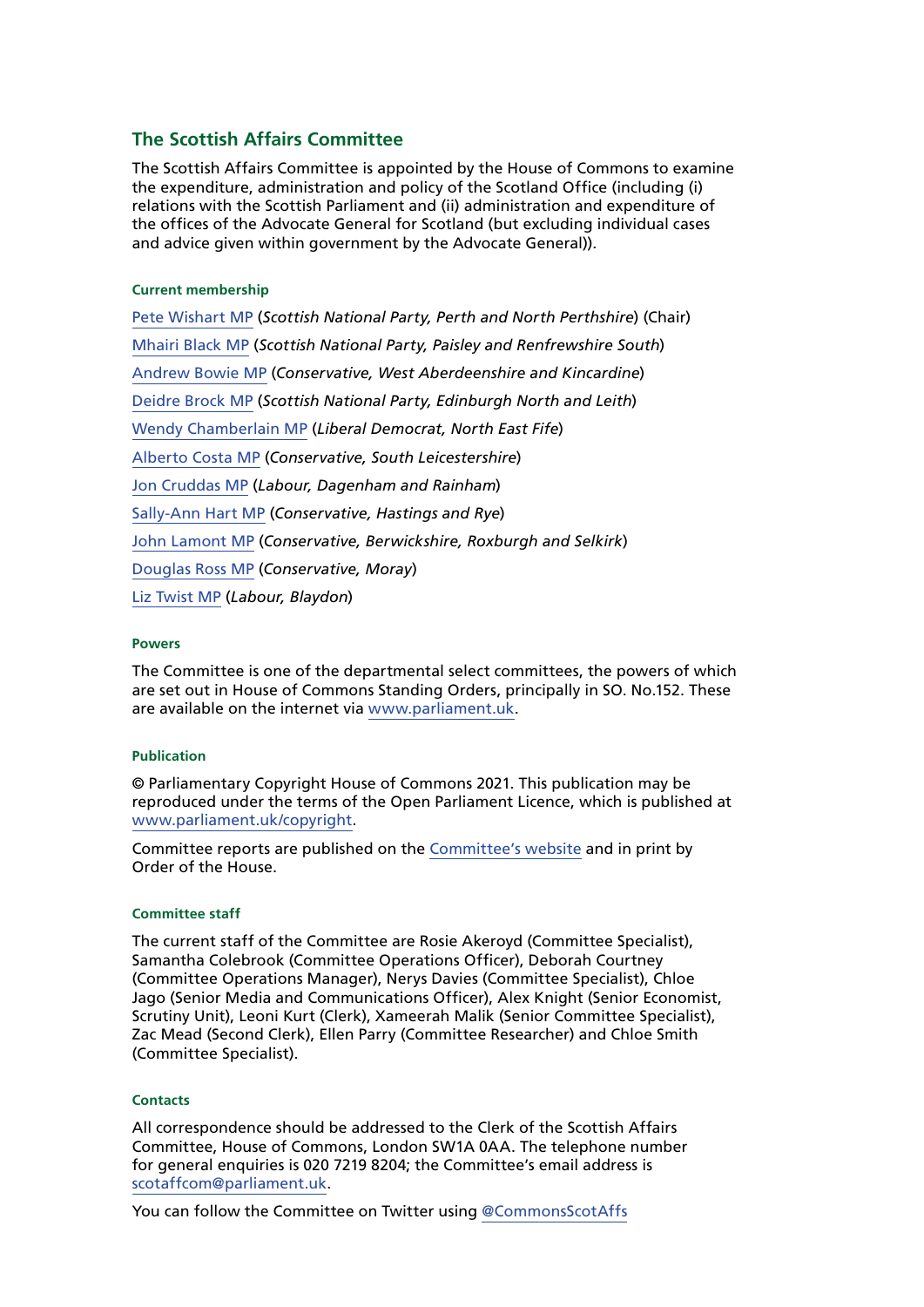## The Scottish Affairs Committee

The Scottish Affairs Committee is appointed by the House of Commons to examine the expenditure, administration and policy of the Scotland Office (including (i) relations with the Scottish Parliament and (ii) administration and expenditure of the offices of the Advocate General for Scotland (but excluding individual cases and advice given within government by the Advocate General)).

#### Current membership

Pete Wishart MP (*Scottish National Party, Perth and North Perthshire*) (Chair)

Mhairi Black MP (*Scottish National Party, Paisley and Renfrewshire South*)

Andrew Bowie MP (*Conservative, West Aberdeenshire and Kincardine*)

Deidre Brock MP (*Scottish National Party, Edinburgh North and Leith*)

Wendy Chamberlain MP (*Liberal Democrat, North East Fife*)

Alberto Costa MP (*Conservative, South Leicestershire*)

Jon Cruddas MP (*Labour, Dagenham and Rainham*)

Sally-Ann Hart MP (*Conservative, Hastings and Rye*)

John Lamont MP (*Conservative, Berwickshire, Roxburgh and Selkirk*)

Douglas Ross MP (*Conservative, Moray*)

Liz Twist MP (*Labour, Blaydon*)

#### Powers

The Committee is one of the departmental select committees, the powers of which are set out in House of Commons Standing Orders, principally in SO. No.152. These are available on the internet via www.parliament.uk.

#### Publication

© Parliamentary Copyright House of Commons 2021. This publication may be reproduced under the terms of the Open Parliament Licence, which is published at www.parliament.uk/copyright.

Committee reports are published on the Committee's website and in print by Order of the House.

#### Committee staff

The current staff of the Committee are Rosie Akeroyd (Committee Specialist), Samantha Colebrook (Committee Operations Officer), Deborah Courtney (Committee Operations Manager), Nerys Davies (Committee Specialist), Chloe Jago (Senior Media and Communications Officer), Alex Knight (Senior Economist, Scrutiny Unit), Leoni Kurt (Clerk), Xameerah Malik (Senior Committee Specialist), Zac Mead (Second Clerk), Ellen Parry (Committee Researcher) and Chloe Smith (Committee Specialist).

#### Contacts

All correspondence should be addressed to the Clerk of the Scottish Affairs Committee, House of Commons, London SW1A 0AA. The telephone number for general enquiries is 020 7219 8204; the Committee's email address is scotaffcom@parliament.uk.

You can follow the Committee on Twitter using @CommonsScotAffs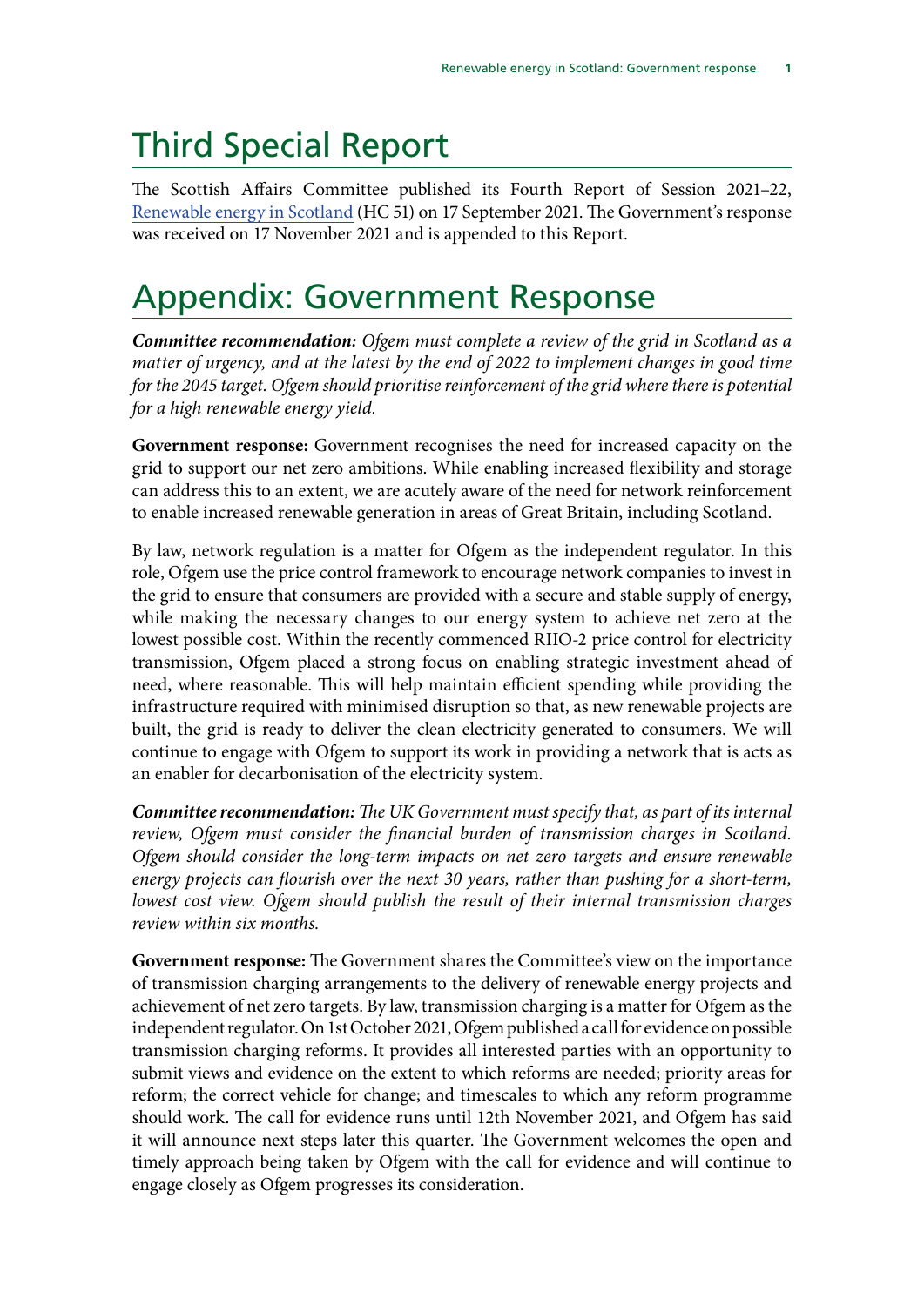# Third Special Report

The Scottish Affairs Committee published its Fourth Report of Session 2021–22, Renewable energy in Scotland (HC 51) on 17 September 2021. The Government's response was received on 17 November 2021 and is appended to this Report.

# Appendix: Government Response

***Committee recommendation:*** *Ofgem must complete a review of the grid in Scotland as a matter of urgency, and at the latest by the end of 2022 to implement changes in good time for the 2045 target. Ofgem should prioritise reinforcement of the grid where there is potential for a high renewable energy yield.*

**Government response:** Government recognises the need for increased capacity on the grid to support our net zero ambitions. While enabling increased flexibility and storage can address this to an extent, we are acutely aware of the need for network reinforcement to enable increased renewable generation in areas of Great Britain, including Scotland.

By law, network regulation is a matter for Ofgem as the independent regulator. In this role, Ofgem use the price control framework to encourage network companies to invest in the grid to ensure that consumers are provided with a secure and stable supply of energy, while making the necessary changes to our energy system to achieve net zero at the lowest possible cost. Within the recently commenced RIIO-2 price control for electricity transmission, Ofgem placed a strong focus on enabling strategic investment ahead of need, where reasonable. This will help maintain efficient spending while providing the infrastructure required with minimised disruption so that, as new renewable projects are built, the grid is ready to deliver the clean electricity generated to consumers. We will continue to engage with Ofgem to support its work in providing a network that is acts as an enabler for decarbonisation of the electricity system.

***Committee recommendation:*** *The UK Government must specify that, as part of its internal review, Ofgem must consider the financial burden of transmission charges in Scotland. Ofgem should consider the long-term impacts on net zero targets and ensure renewable energy projects can flourish over the next 30 years, rather than pushing for a short-term, lowest cost view. Ofgem should publish the result of their internal transmission charges review within six months.*

**Government response:** The Government shares the Committee's view on the importance of transmission charging arrangements to the delivery of renewable energy projects and achievement of net zero targets. By law, transmission charging is a matter for Ofgem as the independent regulator. On 1st October 2021, Ofgem published a call for evidence on possible transmission charging reforms. It provides all interested parties with an opportunity to submit views and evidence on the extent to which reforms are needed; priority areas for reform; the correct vehicle for change; and timescales to which any reform programme should work. The call for evidence runs until 12th November 2021, and Ofgem has said it will announce next steps later this quarter. The Government welcomes the open and timely approach being taken by Ofgem with the call for evidence and will continue to engage closely as Ofgem progresses its consideration.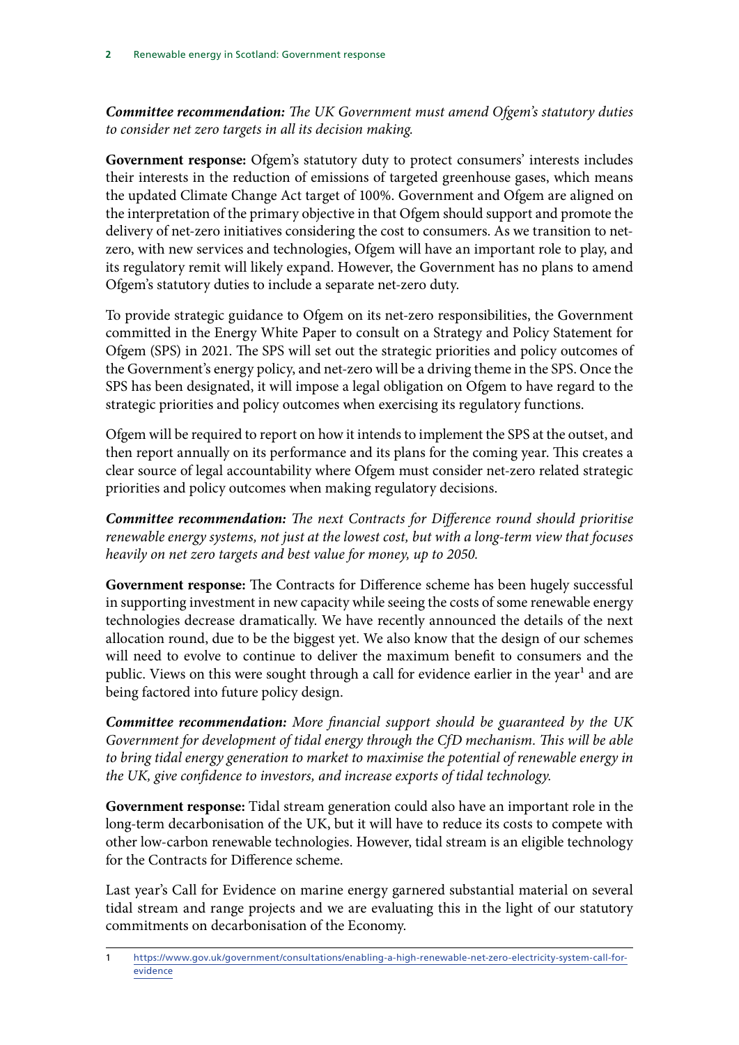***Committee recommendation:*** *The UK Government must amend Ofgem's statutory duties to consider net zero targets in all its decision making.*

**Government response:** Ofgem's statutory duty to protect consumers' interests includes their interests in the reduction of emissions of targeted greenhouse gases, which means the updated Climate Change Act target of 100%. Government and Ofgem are aligned on the interpretation of the primary objective in that Ofgem should support and promote the delivery of net-zero initiatives considering the cost to consumers. As we transition to net-zero, with new services and technologies, Ofgem will have an important role to play, and its regulatory remit will likely expand. However, the Government has no plans to amend Ofgem's statutory duties to include a separate net-zero duty.

To provide strategic guidance to Ofgem on its net-zero responsibilities, the Government committed in the Energy White Paper to consult on a Strategy and Policy Statement for Ofgem (SPS) in 2021. The SPS will set out the strategic priorities and policy outcomes of the Government's energy policy, and net-zero will be a driving theme in the SPS. Once the SPS has been designated, it will impose a legal obligation on Ofgem to have regard to the strategic priorities and policy outcomes when exercising its regulatory functions.

Ofgem will be required to report on how it intends to implement the SPS at the outset, and then report annually on its performance and its plans for the coming year. This creates a clear source of legal accountability where Ofgem must consider net-zero related strategic priorities and policy outcomes when making regulatory decisions.

***Committee recommendation:*** *The next Contracts for Difference round should prioritise renewable energy systems, not just at the lowest cost, but with a long-term view that focuses heavily on net zero targets and best value for money, up to 2050.*

**Government response:** The Contracts for Difference scheme has been hugely successful in supporting investment in new capacity while seeing the costs of some renewable energy technologies decrease dramatically. We have recently announced the details of the next allocation round, due to be the biggest yet. We also know that the design of our schemes will need to evolve to continue to deliver the maximum benefit to consumers and the public. Views on this were sought through a call for evidence earlier in the year[1] and are being factored into future policy design.

***Committee recommendation:*** *More financial support should be guaranteed by the UK Government for development of tidal energy through the CfD mechanism. This will be able to bring tidal energy generation to market to maximise the potential of renewable energy in the UK, give confidence to investors, and increase exports of tidal technology.*

**Government response:** Tidal stream generation could also have an important role in the long-term decarbonisation of the UK, but it will have to reduce its costs to compete with other low-carbon renewable technologies. However, tidal stream is an eligible technology for the Contracts for Difference scheme.

Last year's Call for Evidence on marine energy garnered substantial material on several tidal stream and range projects and we are evaluating this in the light of our statutory commitments on decarbonisation of the Economy.

---

1 https://www.gov.uk/government/consultations/enabling-a-high-renewable-net-zero-electricity-system-call-for-evidence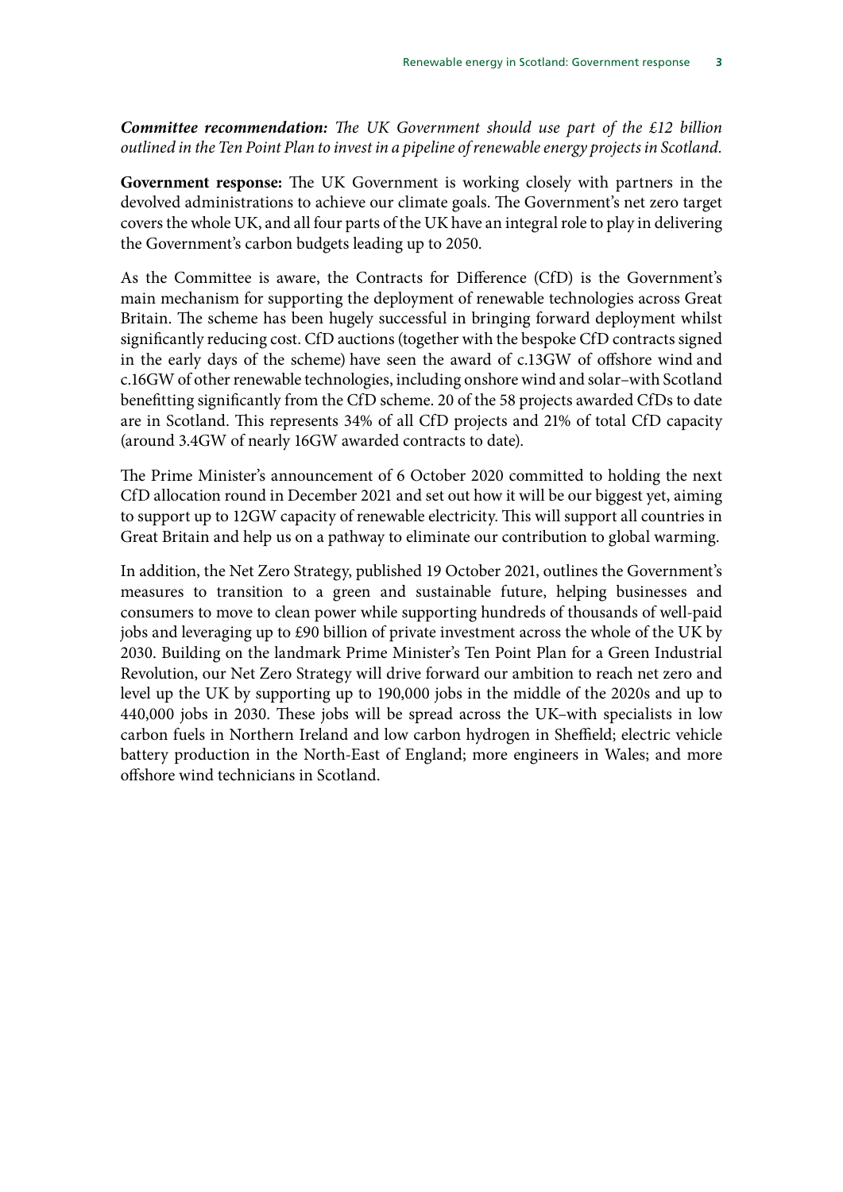***Committee recommendation:*** *The UK Government should use part of the £12 billion outlined in the Ten Point Plan to invest in a pipeline of renewable energy projects in Scotland.*

**Government response:** The UK Government is working closely with partners in the devolved administrations to achieve our climate goals. The Government's net zero target covers the whole UK, and all four parts of the UK have an integral role to play in delivering the Government's carbon budgets leading up to 2050.

As the Committee is aware, the Contracts for Difference (CfD) is the Government's main mechanism for supporting the deployment of renewable technologies across Great Britain. The scheme has been hugely successful in bringing forward deployment whilst significantly reducing cost. CfD auctions (together with the bespoke CfD contracts signed in the early days of the scheme) have seen the award of c.13GW of offshore wind and c.16GW of other renewable technologies, including onshore wind and solar–with Scotland benefitting significantly from the CfD scheme. 20 of the 58 projects awarded CfDs to date are in Scotland. This represents 34% of all CfD projects and 21% of total CfD capacity (around 3.4GW of nearly 16GW awarded contracts to date).

The Prime Minister's announcement of 6 October 2020 committed to holding the next CfD allocation round in December 2021 and set out how it will be our biggest yet, aiming to support up to 12GW capacity of renewable electricity. This will support all countries in Great Britain and help us on a pathway to eliminate our contribution to global warming.

In addition, the Net Zero Strategy, published 19 October 2021, outlines the Government's measures to transition to a green and sustainable future, helping businesses and consumers to move to clean power while supporting hundreds of thousands of well-paid jobs and leveraging up to £90 billion of private investment across the whole of the UK by 2030. Building on the landmark Prime Minister's Ten Point Plan for a Green Industrial Revolution, our Net Zero Strategy will drive forward our ambition to reach net zero and level up the UK by supporting up to 190,000 jobs in the middle of the 2020s and up to 440,000 jobs in 2030. These jobs will be spread across the UK–with specialists in low carbon fuels in Northern Ireland and low carbon hydrogen in Sheffield; electric vehicle battery production in the North-East of England; more engineers in Wales; and more offshore wind technicians in Scotland.